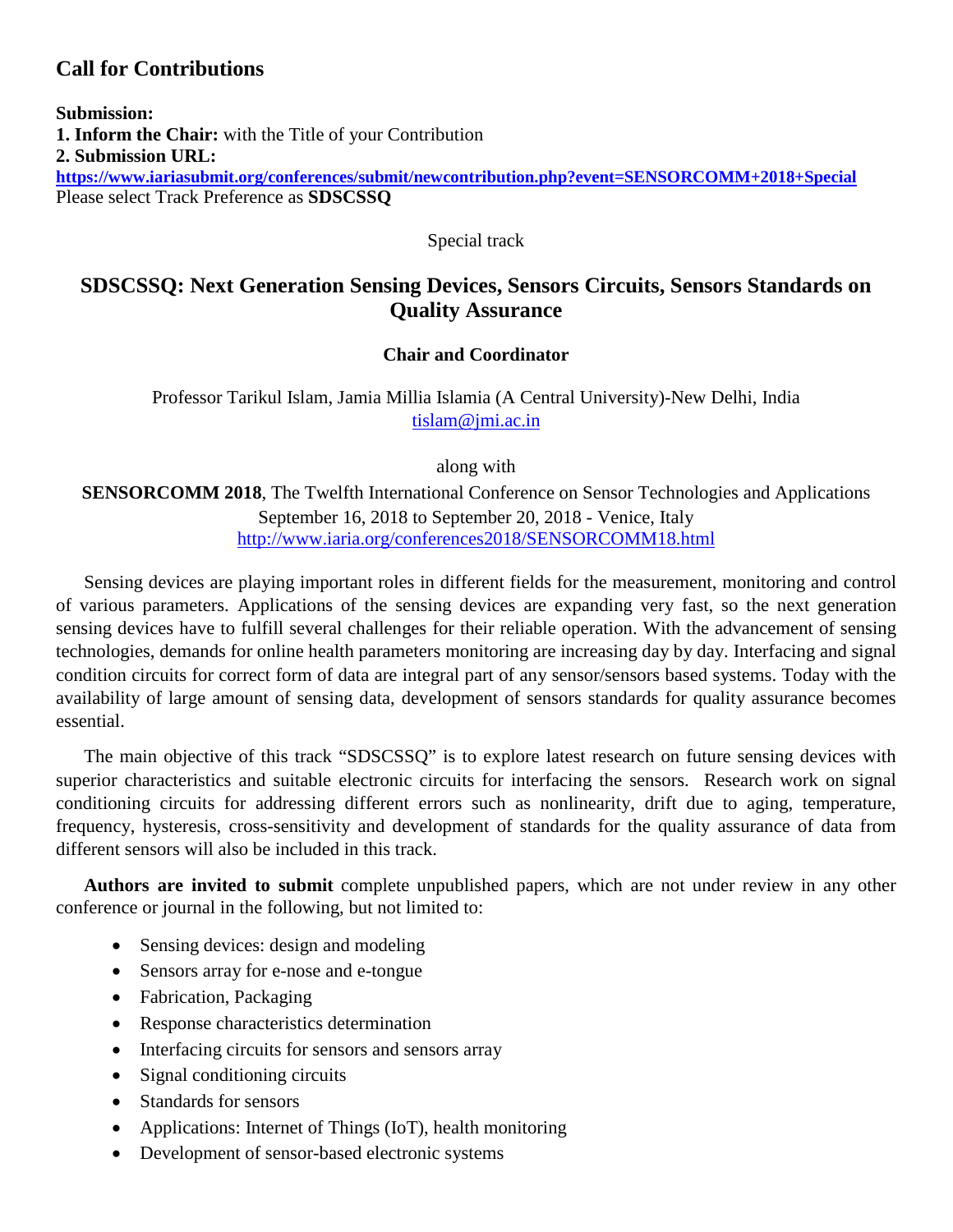# Call for Contributions

**Submission:**
**1. Inform the Chair:** with the Title of your Contribution
**2. Submission URL:**
**https://www.iariasubmit.org/conferences/submit/newcontribution.php?event=SENSORCOMM+2018+Special**
Please select Track Preference as **SDSCSSQ**

Special track

## SDSCSSQ: Next Generation Sensing Devices, Sensors Circuits, Sensors Standards on Quality Assurance

**Chair and Coordinator**

Professor Tarikul Islam, Jamia Millia Islamia (A Central University)-New Delhi, India
tislam@jmi.ac.in

along with

**SENSORCOMM 2018**, The Twelfth International Conference on Sensor Technologies and Applications
September 16, 2018 to September 20, 2018 - Venice, Italy
http://www.iaria.org/conferences2018/SENSORCOMM18.html

Sensing devices are playing important roles in different fields for the measurement, monitoring and control of various parameters. Applications of the sensing devices are expanding very fast, so the next generation sensing devices have to fulfill several challenges for their reliable operation. With the advancement of sensing technologies, demands for online health parameters monitoring are increasing day by day. Interfacing and signal condition circuits for correct form of data are integral part of any sensor/sensors based systems. Today with the availability of large amount of sensing data, development of sensors standards for quality assurance becomes essential.

The main objective of this track "SDSCSSQ" is to explore latest research on future sensing devices with superior characteristics and suitable electronic circuits for interfacing the sensors. Research work on signal conditioning circuits for addressing different errors such as nonlinearity, drift due to aging, temperature, frequency, hysteresis, cross-sensitivity and development of standards for the quality assurance of data from different sensors will also be included in this track.

**Authors are invited to submit** complete unpublished papers, which are not under review in any other conference or journal in the following, but not limited to:

- Sensing devices: design and modeling
- Sensors array for e-nose and e-tongue
- Fabrication, Packaging
- Response characteristics determination
- Interfacing circuits for sensors and sensors array
- Signal conditioning circuits
- Standards for sensors
- Applications: Internet of Things (IoT), health monitoring
- Development of sensor-based electronic systems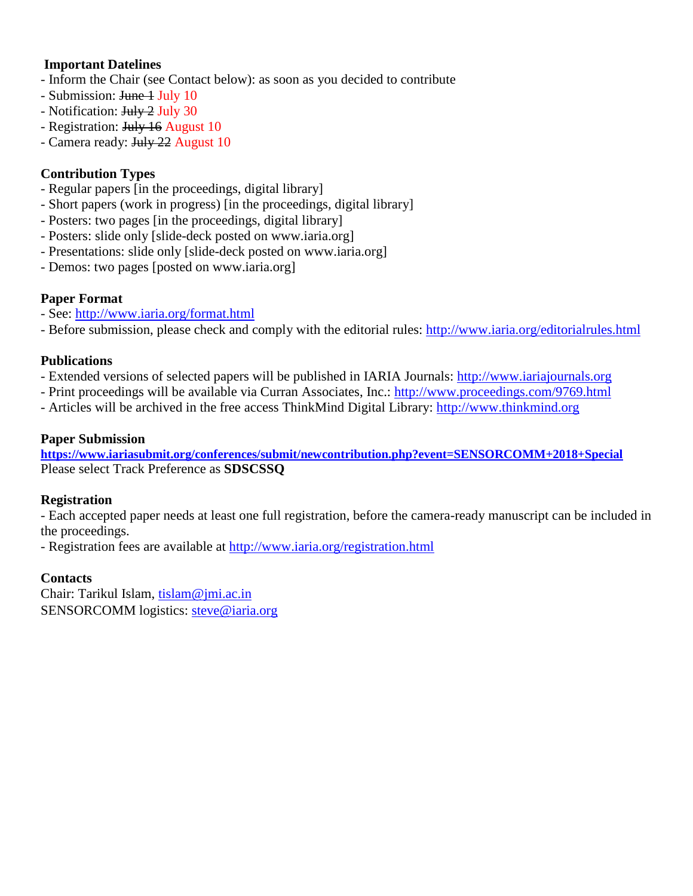**Important Datelines**

- Inform the Chair (see Contact below): as soon as you decided to contribute
- Submission: ~~June 1~~ July 10
- Notification: ~~July 2~~ July 30
- Registration: ~~July 16~~ August 10
- Camera ready: ~~July 22~~ August 10

**Contribution Types**

- Regular papers [in the proceedings, digital library]
- Short papers (work in progress) [in the proceedings, digital library]
- Posters: two pages [in the proceedings, digital library]
- Posters: slide only [slide-deck posted on www.iaria.org]
- Presentations: slide only [slide-deck posted on www.iaria.org]
- Demos: two pages [posted on www.iaria.org]

**Paper Format**

- See: http://www.iaria.org/format.html
- Before submission, please check and comply with the editorial rules: http://www.iaria.org/editorialrules.html

**Publications**

- Extended versions of selected papers will be published in IARIA Journals: http://www.iariajournals.org
- Print proceedings will be available via Curran Associates, Inc.: http://www.proceedings.com/9769.html
- Articles will be archived in the free access ThinkMind Digital Library: http://www.thinkmind.org

**Paper Submission**

**https://www.iariasubmit.org/conferences/submit/newcontribution.php?event=SENSORCOMM+2018+Special**

Please select Track Preference as **SDSCSSQ**

**Registration**

- Each accepted paper needs at least one full registration, before the camera-ready manuscript can be included in the proceedings.
- Registration fees are available at http://www.iaria.org/registration.html

**Contacts**

Chair: Tarikul Islam, tislam@jmi.ac.in

SENSORCOMM logistics: steve@iaria.org